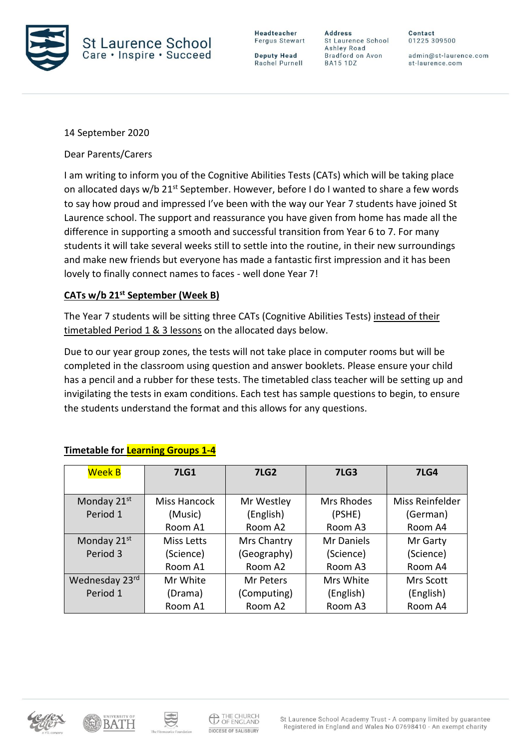St Laurence School
Care • Inspire • Succeed

**Headteacher**
Fergus Stewart

**Deputy Head**
Rachel Purnell

**Address**
St Laurence School
Ashley Road
Bradford on Avon
BA15 1DZ

**Contact**
01225 309500

admin@st-laurence.com
st-laurence.com

14 September 2020

Dear Parents/Carers

I am writing to inform you of the Cognitive Abilities Tests (CATs) which will be taking place on allocated days w/b 21st September. However, before I do I wanted to share a few words to say how proud and impressed I've been with the way our Year 7 students have joined St Laurence school. The support and reassurance you have given from home has made all the difference in supporting a smooth and successful transition from Year 6 to 7. For many students it will take several weeks still to settle into the routine, in their new surroundings and make new friends but everyone has made a fantastic first impression and it has been lovely to finally connect names to faces - well done Year 7!

**CATs w/b 21st September (Week B)**

The Year 7 students will be sitting three CATs (Cognitive Abilities Tests) instead of their timetabled Period 1 & 3 lessons on the allocated days below.

Due to our year group zones, the tests will not take place in computer rooms but will be completed in the classroom using question and answer booklets. Please ensure your child has a pencil and a rubber for these tests. The timetabled class teacher will be setting up and invigilating the tests in exam conditions. Each test has sample questions to begin, to ensure the students understand the format and this allows for any questions.

**Timetable for Learning Groups 1-4**

| Week B | 7LG1 | 7LG2 | 7LG3 | 7LG4 |
|---|---|---|---|---|
| Monday 21st Period 1 | Miss Hancock (Music) Room A1 | Mr Westley (English) Room A2 | Mrs Rhodes (PSHE) Room A3 | Miss Reinfelder (German) Room A4 |
| Monday 21st Period 3 | Miss Letts (Science) Room A1 | Mrs Chantry (Geography) Room A2 | Mr Daniels (Science) Room A3 | Mr Garty (Science) Room A4 |
| Wednesday 23rd Period 1 | Mr White (Drama) Room A1 | Mr Peters (Computing) Room A2 | Mrs White (English) Room A3 | Mrs Scott (English) Room A4 |

St Laurence School Academy Trust - A company limited by guarantee
Registered in England and Wales No 07698410 - An exempt charity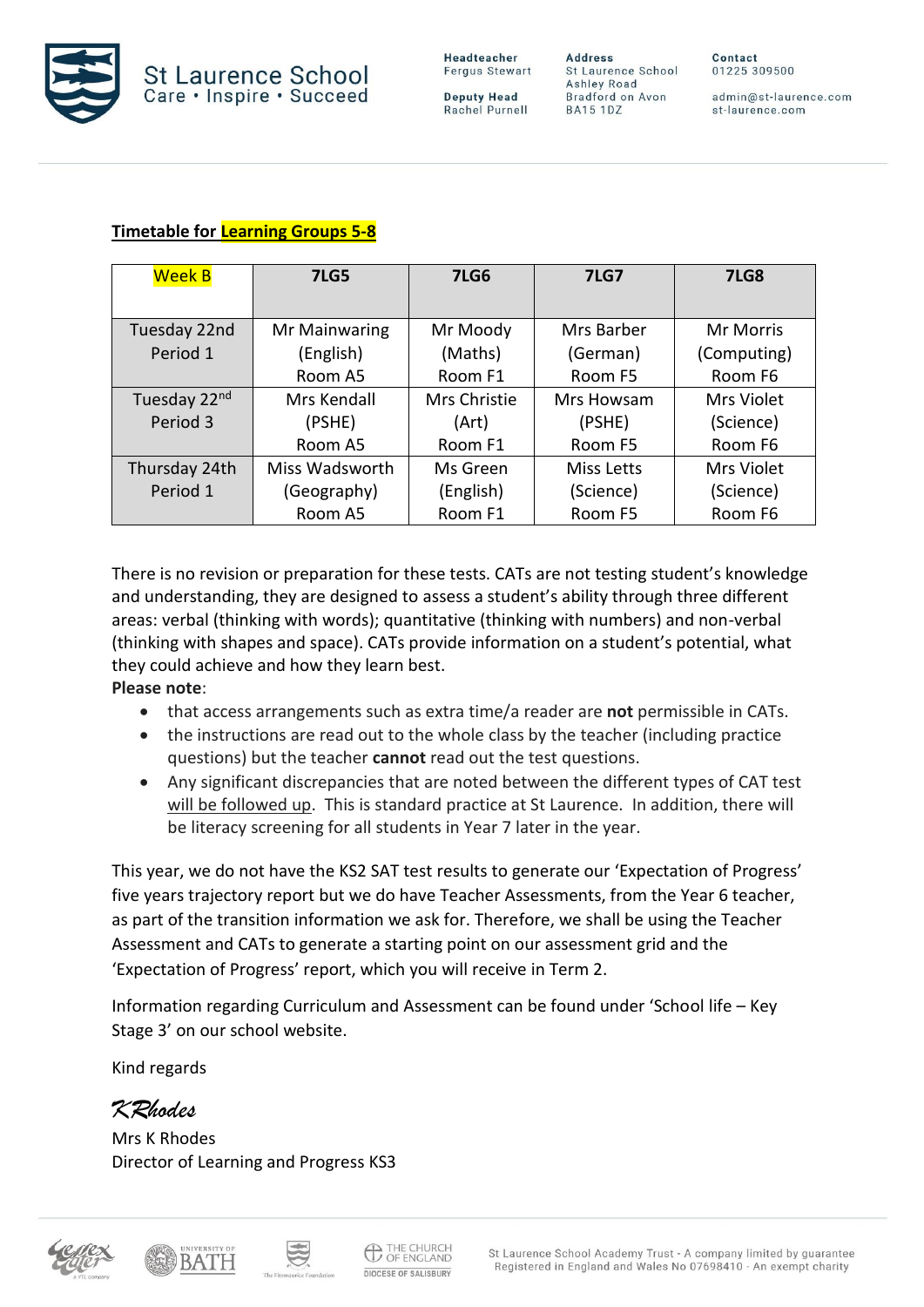**Timetable for Learning Groups 5-8**

| Week B | 7LG5 | 7LG6 | 7LG7 | 7LG8 |
|---|---|---|---|---|
| Tuesday 22nd Period 1 | Mr Mainwaring (English) Room A5 | Mr Moody (Maths) Room F1 | Mrs Barber (German) Room F5 | Mr Morris (Computing) Room F6 |
| Tuesday 22nd Period 3 | Mrs Kendall (PSHE) Room A5 | Mrs Christie (Art) Room F1 | Mrs Howsam (PSHE) Room F5 | Mrs Violet (Science) Room F6 |
| Thursday 24th Period 1 | Miss Wadsworth (Geography) Room A5 | Ms Green (English) Room F1 | Miss Letts (Science) Room F5 | Mrs Violet (Science) Room F6 |

There is no revision or preparation for these tests. CATs are not testing student's knowledge and understanding, they are designed to assess a student's ability through three different areas: verbal (thinking with words); quantitative (thinking with numbers) and non-verbal (thinking with shapes and space). CATs provide information on a student's potential, what they could achieve and how they learn best.

**Please note**:

- that access arrangements such as extra time/a reader are **not** permissible in CATs.
- the instructions are read out to the whole class by the teacher (including practice questions) but the teacher **cannot** read out the test questions.
- Any significant discrepancies that are noted between the different types of CAT test will be followed up. This is standard practice at St Laurence. In addition, there will be literacy screening for all students in Year 7 later in the year.

This year, we do not have the KS2 SAT test results to generate our 'Expectation of Progress' five years trajectory report but we do have Teacher Assessments, from the Year 6 teacher, as part of the transition information we ask for. Therefore, we shall be using the Teacher Assessment and CATs to generate a starting point on our assessment grid and the 'Expectation of Progress' report, which you will receive in Term 2.

Information regarding Curriculum and Assessment can be found under 'School life – Key Stage 3' on our school website.

Kind regards

*KRhodes*

Mrs K Rhodes
Director of Learning and Progress KS3